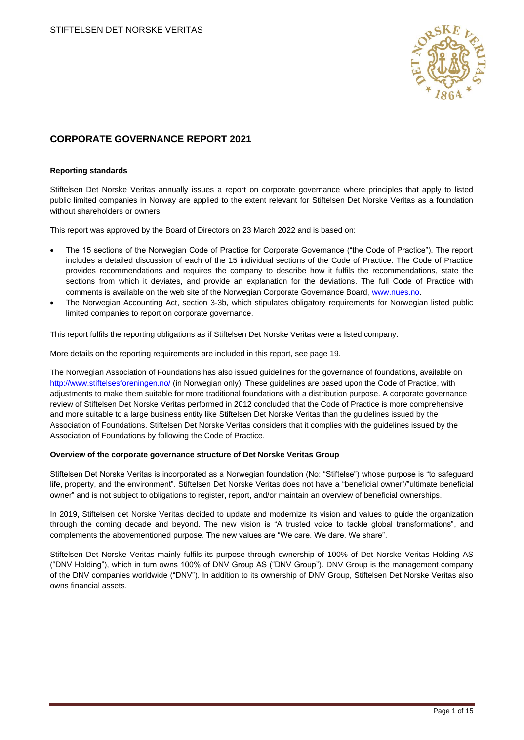# CORPORATE GOVERNANCE REPORT 2021

**Reporting standards**

Stiftelsen Det Norske Veritas annually issues a report on corporate governance where principles that apply to listed public limited companies in Norway are applied to the extent relevant for Stiftelsen Det Norske Veritas as a foundation without shareholders or owners.

This report was approved by the Board of Directors on 23 March 2022 and is based on:

- The 15 sections of the Norwegian Code of Practice for Corporate Governance ("the Code of Practice"). The report includes a detailed discussion of each of the 15 individual sections of the Code of Practice. The Code of Practice provides recommendations and requires the company to describe how it fulfils the recommendations, state the sections from which it deviates, and provide an explanation for the deviations. The full Code of Practice with comments is available on the web site of the Norwegian Corporate Governance Board, www.nues.no.
- The Norwegian Accounting Act, section 3-3b, which stipulates obligatory requirements for Norwegian listed public limited companies to report on corporate governance.

This report fulfils the reporting obligations as if Stiftelsen Det Norske Veritas were a listed company.

More details on the reporting requirements are included in this report, see page 19.

The Norwegian Association of Foundations has also issued guidelines for the governance of foundations, available on http://www.stiftelsesforeningen.no/ (in Norwegian only). These guidelines are based upon the Code of Practice, with adjustments to make them suitable for more traditional foundations with a distribution purpose. A corporate governance review of Stiftelsen Det Norske Veritas performed in 2012 concluded that the Code of Practice is more comprehensive and more suitable to a large business entity like Stiftelsen Det Norske Veritas than the guidelines issued by the Association of Foundations. Stiftelsen Det Norske Veritas considers that it complies with the guidelines issued by the Association of Foundations by following the Code of Practice.

**Overview of the corporate governance structure of Det Norske Veritas Group**

Stiftelsen Det Norske Veritas is incorporated as a Norwegian foundation (No: "Stiftelse") whose purpose is "to safeguard life, property, and the environment". Stiftelsen Det Norske Veritas does not have a "beneficial owner"/"ultimate beneficial owner" and is not subject to obligations to register, report, and/or maintain an overview of beneficial ownerships.

In 2019, Stiftelsen det Norske Veritas decided to update and modernize its vision and values to guide the organization through the coming decade and beyond. The new vision is "A trusted voice to tackle global transformations", and complements the abovementioned purpose. The new values are "We care. We dare. We share".

Stiftelsen Det Norske Veritas mainly fulfils its purpose through ownership of 100% of Det Norske Veritas Holding AS ("DNV Holding"), which in turn owns 100% of DNV Group AS ("DNV Group"). DNV Group is the management company of the DNV companies worldwide ("DNV"). In addition to its ownership of DNV Group, Stiftelsen Det Norske Veritas also owns financial assets.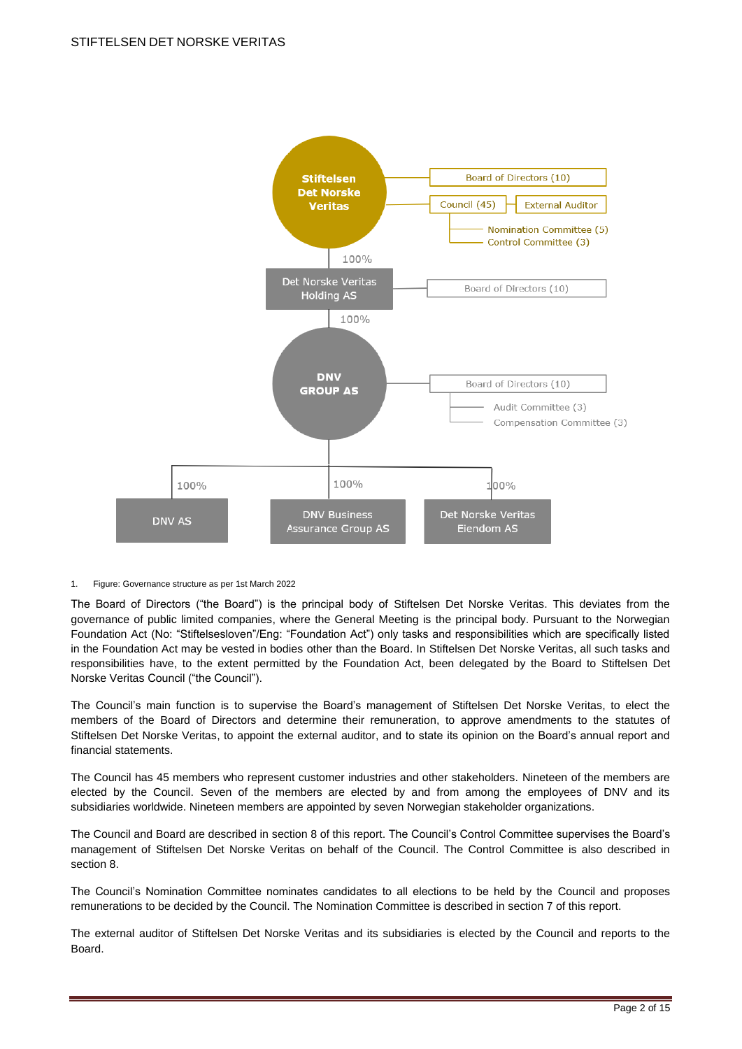Stiftelsen Det Norske Veritas

Board of Directors (10)

Council (45)

External Auditor

Nomination Committee (5)

Control Committee (3)

100%

Det Norske Veritas Holding AS

Board of Directors (10)

100%

DNV GROUP AS

Board of Directors (10)

Audit Committee (3)

Compensation Committee (3)

100%

100%

100%

DNV AS

DNV Business Assurance Group AS

Det Norske Veritas Eiendom AS

1. Figure: Governance structure as per 1st March 2022

The Board of Directors ("the Board") is the principal body of Stiftelsen Det Norske Veritas. This deviates from the governance of public limited companies, where the General Meeting is the principal body. Pursuant to the Norwegian Foundation Act (No: "Stiftelsesloven"/Eng: "Foundation Act") only tasks and responsibilities which are specifically listed in the Foundation Act may be vested in bodies other than the Board. In Stiftelsen Det Norske Veritas, all such tasks and responsibilities have, to the extent permitted by the Foundation Act, been delegated by the Board to Stiftelsen Det Norske Veritas Council ("the Council").

The Council's main function is to supervise the Board's management of Stiftelsen Det Norske Veritas, to elect the members of the Board of Directors and determine their remuneration, to approve amendments to the statutes of Stiftelsen Det Norske Veritas, to appoint the external auditor, and to state its opinion on the Board's annual report and financial statements.

The Council has 45 members who represent customer industries and other stakeholders. Nineteen of the members are elected by the Council. Seven of the members are elected by and from among the employees of DNV and its subsidiaries worldwide. Nineteen members are appointed by seven Norwegian stakeholder organizations.

The Council and Board are described in section 8 of this report. The Council's Control Committee supervises the Board's management of Stiftelsen Det Norske Veritas on behalf of the Council. The Control Committee is also described in section 8.

The Council's Nomination Committee nominates candidates to all elections to be held by the Council and proposes remunerations to be decided by the Council. The Nomination Committee is described in section 7 of this report.

The external auditor of Stiftelsen Det Norske Veritas and its subsidiaries is elected by the Council and reports to the Board.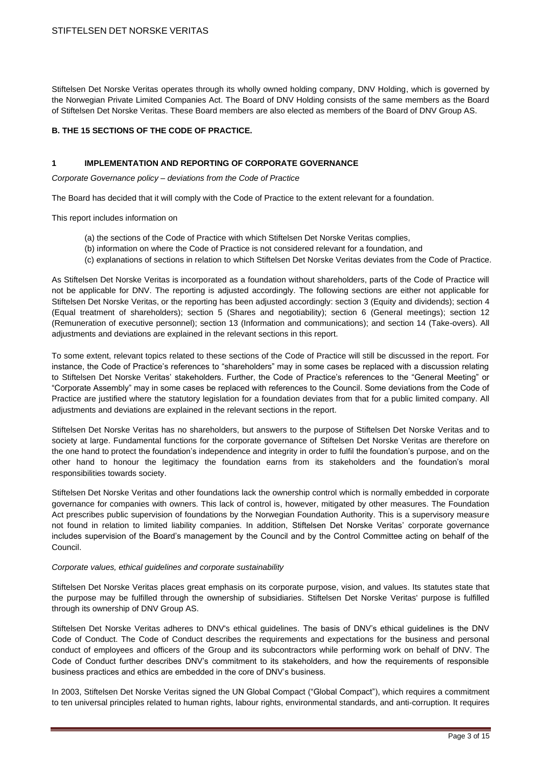Stiftelsen Det Norske Veritas operates through its wholly owned holding company, DNV Holding, which is governed by the Norwegian Private Limited Companies Act. The Board of DNV Holding consists of the same members as the Board of Stiftelsen Det Norske Veritas. These Board members are also elected as members of the Board of DNV Group AS.

## B. THE 15 SECTIONS OF THE CODE OF PRACTICE.

### 1 IMPLEMENTATION AND REPORTING OF CORPORATE GOVERNANCE

*Corporate Governance policy – deviations from the Code of Practice*

The Board has decided that it will comply with the Code of Practice to the extent relevant for a foundation.

This report includes information on

(a) the sections of the Code of Practice with which Stiftelsen Det Norske Veritas complies,
(b) information on where the Code of Practice is not considered relevant for a foundation, and
(c) explanations of sections in relation to which Stiftelsen Det Norske Veritas deviates from the Code of Practice.

As Stiftelsen Det Norske Veritas is incorporated as a foundation without shareholders, parts of the Code of Practice will not be applicable for DNV. The reporting is adjusted accordingly. The following sections are either not applicable for Stiftelsen Det Norske Veritas, or the reporting has been adjusted accordingly: section 3 (Equity and dividends); section 4 (Equal treatment of shareholders); section 5 (Shares and negotiability); section 6 (General meetings); section 12 (Remuneration of executive personnel); section 13 (Information and communications); and section 14 (Take-overs). All adjustments and deviations are explained in the relevant sections in this report.

To some extent, relevant topics related to these sections of the Code of Practice will still be discussed in the report. For instance, the Code of Practice's references to "shareholders" may in some cases be replaced with a discussion relating to Stiftelsen Det Norske Veritas' stakeholders. Further, the Code of Practice's references to the "General Meeting" or "Corporate Assembly" may in some cases be replaced with references to the Council. Some deviations from the Code of Practice are justified where the statutory legislation for a foundation deviates from that for a public limited company. All adjustments and deviations are explained in the relevant sections in the report.

Stiftelsen Det Norske Veritas has no shareholders, but answers to the purpose of Stiftelsen Det Norske Veritas and to society at large. Fundamental functions for the corporate governance of Stiftelsen Det Norske Veritas are therefore on the one hand to protect the foundation's independence and integrity in order to fulfil the foundation's purpose, and on the other hand to honour the legitimacy the foundation earns from its stakeholders and the foundation's moral responsibilities towards society.

Stiftelsen Det Norske Veritas and other foundations lack the ownership control which is normally embedded in corporate governance for companies with owners. This lack of control is, however, mitigated by other measures. The Foundation Act prescribes public supervision of foundations by the Norwegian Foundation Authority. This is a supervisory measure not found in relation to limited liability companies. In addition, Stiftelsen Det Norske Veritas' corporate governance includes supervision of the Board's management by the Council and by the Control Committee acting on behalf of the Council.

*Corporate values, ethical guidelines and corporate sustainability*

Stiftelsen Det Norske Veritas places great emphasis on its corporate purpose, vision, and values. Its statutes state that the purpose may be fulfilled through the ownership of subsidiaries. Stiftelsen Det Norske Veritas' purpose is fulfilled through its ownership of DNV Group AS.

Stiftelsen Det Norske Veritas adheres to DNV's ethical guidelines. The basis of DNV's ethical guidelines is the DNV Code of Conduct. The Code of Conduct describes the requirements and expectations for the business and personal conduct of employees and officers of the Group and its subcontractors while performing work on behalf of DNV. The Code of Conduct further describes DNV's commitment to its stakeholders, and how the requirements of responsible business practices and ethics are embedded in the core of DNV's business.

In 2003, Stiftelsen Det Norske Veritas signed the UN Global Compact ("Global Compact"), which requires a commitment to ten universal principles related to human rights, labour rights, environmental standards, and anti-corruption. It requires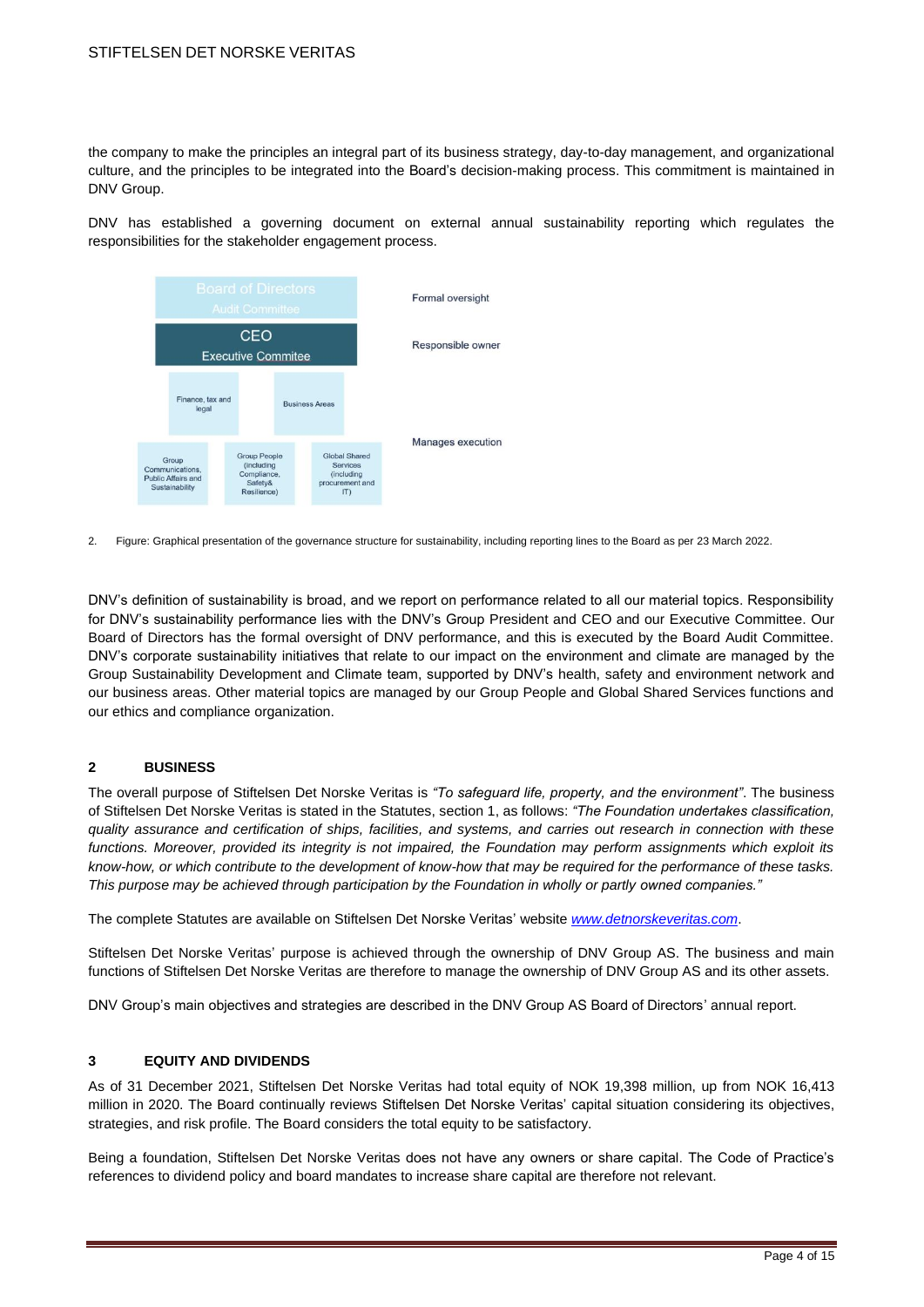the company to make the principles an integral part of its business strategy, day-to-day management, and organizational culture, and the principles to be integrated into the Board's decision-making process. This commitment is maintained in DNV Group.

DNV has established a governing document on external annual sustainability reporting which regulates the responsibilities for the stakeholder engagement process.

Board of Directors
Audit Committee

Formal oversight

CEO
Executive Commitee

Responsible owner

Finance, tax and legal

Business Areas

Group Communications, Public Affairs and Sustainability

Group People (including Compliance, Safety& Resilience)

Global Shared Services (including procurement and IT)

Manages execution

2. Figure: Graphical presentation of the governance structure for sustainability, including reporting lines to the Board as per 23 March 2022.

DNV's definition of sustainability is broad, and we report on performance related to all our material topics. Responsibility for DNV's sustainability performance lies with the DNV's Group President and CEO and our Executive Committee. Our Board of Directors has the formal oversight of DNV performance, and this is executed by the Board Audit Committee. DNV's corporate sustainability initiatives that relate to our impact on the environment and climate are managed by the Group Sustainability Development and Climate team, supported by DNV's health, safety and environment network and our business areas. Other material topics are managed by our Group People and Global Shared Services functions and our ethics and compliance organization.

## 2 BUSINESS

The overall purpose of Stiftelsen Det Norske Veritas is *"To safeguard life, property, and the environment"*. The business of Stiftelsen Det Norske Veritas is stated in the Statutes, section 1, as follows: *"The Foundation undertakes classification, quality assurance and certification of ships, facilities, and systems, and carries out research in connection with these functions. Moreover, provided its integrity is not impaired, the Foundation may perform assignments which exploit its know-how, or which contribute to the development of know-how that may be required for the performance of these tasks. This purpose may be achieved through participation by the Foundation in wholly or partly owned companies."*

The complete Statutes are available on Stiftelsen Det Norske Veritas' website *www.detnorskeveritas.com*.

Stiftelsen Det Norske Veritas' purpose is achieved through the ownership of DNV Group AS. The business and main functions of Stiftelsen Det Norske Veritas are therefore to manage the ownership of DNV Group AS and its other assets.

DNV Group's main objectives and strategies are described in the DNV Group AS Board of Directors' annual report.

## 3 EQUITY AND DIVIDENDS

As of 31 December 2021, Stiftelsen Det Norske Veritas had total equity of NOK 19,398 million, up from NOK 16,413 million in 2020. The Board continually reviews Stiftelsen Det Norske Veritas' capital situation considering its objectives, strategies, and risk profile. The Board considers the total equity to be satisfactory.

Being a foundation, Stiftelsen Det Norske Veritas does not have any owners or share capital. The Code of Practice's references to dividend policy and board mandates to increase share capital are therefore not relevant.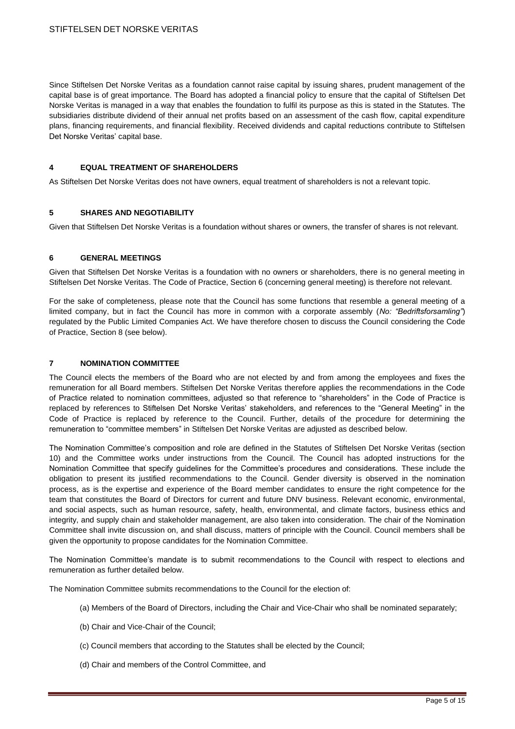Since Stiftelsen Det Norske Veritas as a foundation cannot raise capital by issuing shares, prudent management of the capital base is of great importance. The Board has adopted a financial policy to ensure that the capital of Stiftelsen Det Norske Veritas is managed in a way that enables the foundation to fulfil its purpose as this is stated in the Statutes. The subsidiaries distribute dividend of their annual net profits based on an assessment of the cash flow, capital expenditure plans, financing requirements, and financial flexibility. Received dividends and capital reductions contribute to Stiftelsen Det Norske Veritas' capital base.

## 4 EQUAL TREATMENT OF SHAREHOLDERS

As Stiftelsen Det Norske Veritas does not have owners, equal treatment of shareholders is not a relevant topic.

## 5 SHARES AND NEGOTIABILITY

Given that Stiftelsen Det Norske Veritas is a foundation without shares or owners, the transfer of shares is not relevant.

## 6 GENERAL MEETINGS

Given that Stiftelsen Det Norske Veritas is a foundation with no owners or shareholders, there is no general meeting in Stiftelsen Det Norske Veritas. The Code of Practice, Section 6 (concerning general meeting) is therefore not relevant.

For the sake of completeness, please note that the Council has some functions that resemble a general meeting of a limited company, but in fact the Council has more in common with a corporate assembly (*No: "Bedriftsforsamling"*) regulated by the Public Limited Companies Act. We have therefore chosen to discuss the Council considering the Code of Practice, Section 8 (see below).

## 7 NOMINATION COMMITTEE

The Council elects the members of the Board who are not elected by and from among the employees and fixes the remuneration for all Board members. Stiftelsen Det Norske Veritas therefore applies the recommendations in the Code of Practice related to nomination committees, adjusted so that reference to "shareholders" in the Code of Practice is replaced by references to Stiftelsen Det Norske Veritas' stakeholders, and references to the "General Meeting" in the Code of Practice is replaced by reference to the Council. Further, details of the procedure for determining the remuneration to "committee members" in Stiftelsen Det Norske Veritas are adjusted as described below.

The Nomination Committee's composition and role are defined in the Statutes of Stiftelsen Det Norske Veritas (section 10) and the Committee works under instructions from the Council. The Council has adopted instructions for the Nomination Committee that specify guidelines for the Committee's procedures and considerations. These include the obligation to present its justified recommendations to the Council. Gender diversity is observed in the nomination process, as is the expertise and experience of the Board member candidates to ensure the right competence for the team that constitutes the Board of Directors for current and future DNV business. Relevant economic, environmental, and social aspects, such as human resource, safety, health, environmental, and climate factors, business ethics and integrity, and supply chain and stakeholder management, are also taken into consideration. The chair of the Nomination Committee shall invite discussion on, and shall discuss, matters of principle with the Council. Council members shall be given the opportunity to propose candidates for the Nomination Committee.

The Nomination Committee's mandate is to submit recommendations to the Council with respect to elections and remuneration as further detailed below.

The Nomination Committee submits recommendations to the Council for the election of:

(a) Members of the Board of Directors, including the Chair and Vice-Chair who shall be nominated separately;

(b) Chair and Vice-Chair of the Council;

(c) Council members that according to the Statutes shall be elected by the Council;

(d) Chair and members of the Control Committee, and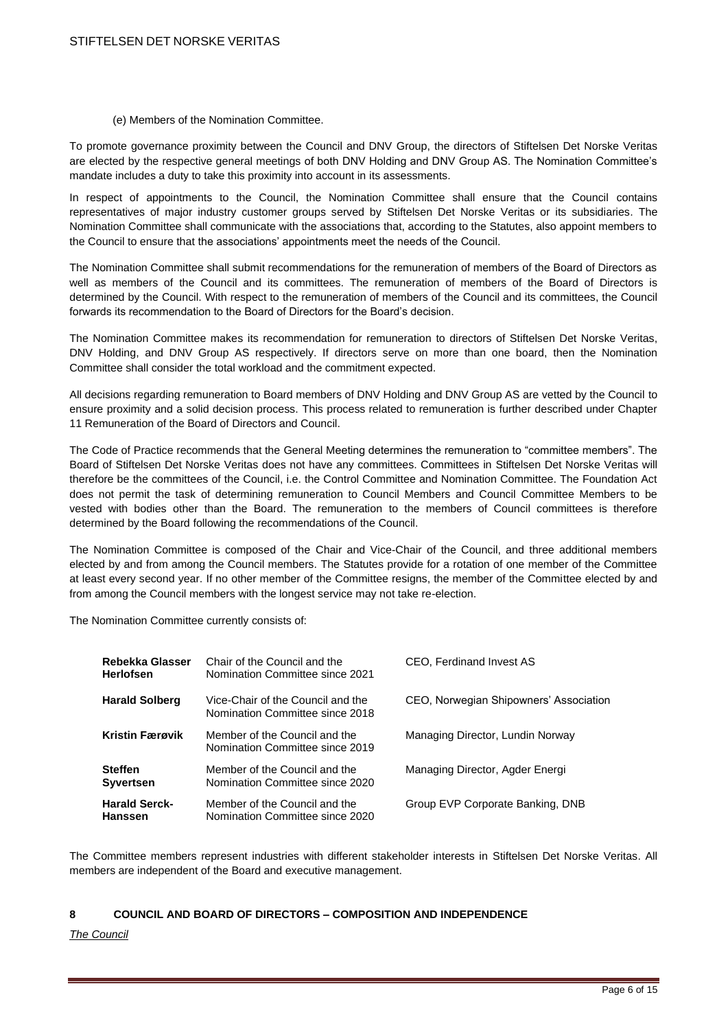(e) Members of the Nomination Committee.

To promote governance proximity between the Council and DNV Group, the directors of Stiftelsen Det Norske Veritas are elected by the respective general meetings of both DNV Holding and DNV Group AS. The Nomination Committee's mandate includes a duty to take this proximity into account in its assessments.

In respect of appointments to the Council, the Nomination Committee shall ensure that the Council contains representatives of major industry customer groups served by Stiftelsen Det Norske Veritas or its subsidiaries. The Nomination Committee shall communicate with the associations that, according to the Statutes, also appoint members to the Council to ensure that the associations' appointments meet the needs of the Council.

The Nomination Committee shall submit recommendations for the remuneration of members of the Board of Directors as well as members of the Council and its committees. The remuneration of members of the Board of Directors is determined by the Council. With respect to the remuneration of members of the Council and its committees, the Council forwards its recommendation to the Board of Directors for the Board's decision.

The Nomination Committee makes its recommendation for remuneration to directors of Stiftelsen Det Norske Veritas, DNV Holding, and DNV Group AS respectively. If directors serve on more than one board, then the Nomination Committee shall consider the total workload and the commitment expected.

All decisions regarding remuneration to Board members of DNV Holding and DNV Group AS are vetted by the Council to ensure proximity and a solid decision process. This process related to remuneration is further described under Chapter 11 Remuneration of the Board of Directors and Council.

The Code of Practice recommends that the General Meeting determines the remuneration to "committee members". The Board of Stiftelsen Det Norske Veritas does not have any committees. Committees in Stiftelsen Det Norske Veritas will therefore be the committees of the Council, i.e. the Control Committee and Nomination Committee. The Foundation Act does not permit the task of determining remuneration to Council Members and Council Committee Members to be vested with bodies other than the Board. The remuneration to the members of Council committees is therefore determined by the Board following the recommendations of the Council.

The Nomination Committee is composed of the Chair and Vice-Chair of the Council, and three additional members elected by and from among the Council members. The Statutes provide for a rotation of one member of the Committee at least every second year. If no other member of the Committee resigns, the member of the Committee elected by and from among the Council members with the longest service may not take re-election.

The Nomination Committee currently consists of:

| | | |
|---|---|---|
| **Rebekka Glasser Herlofsen** | Chair of the Council and the Nomination Committee since 2021 | CEO, Ferdinand Invest AS |
| **Harald Solberg** | Vice-Chair of the Council and the Nomination Committee since 2018 | CEO, Norwegian Shipowners' Association |
| **Kristin Færøvik** | Member of the Council and the Nomination Committee since 2019 | Managing Director, Lundin Norway |
| **Steffen Syvertsen** | Member of the Council and the Nomination Committee since 2020 | Managing Director, Agder Energi |
| **Harald Serck-Hanssen** | Member of the Council and the Nomination Committee since 2020 | Group EVP Corporate Banking, DNB |

The Committee members represent industries with different stakeholder interests in Stiftelsen Det Norske Veritas. All members are independent of the Board and executive management.

## 8 COUNCIL AND BOARD OF DIRECTORS – COMPOSITION AND INDEPENDENCE

*The Council*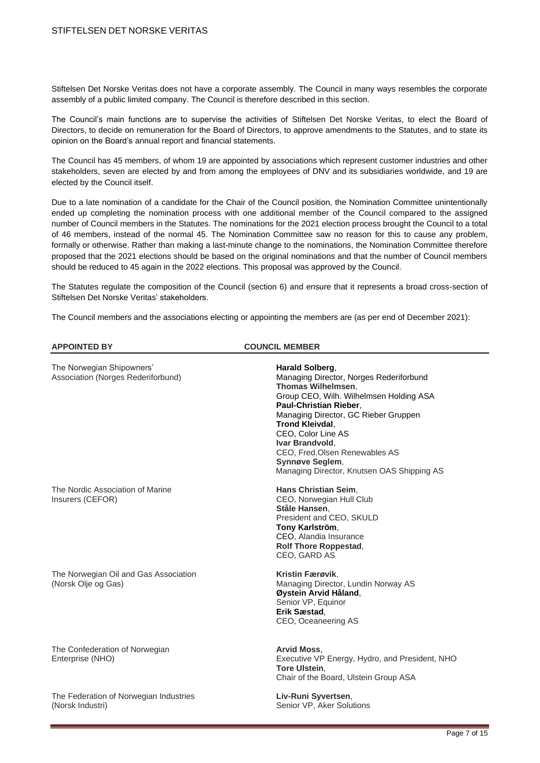Stiftelsen Det Norske Veritas does not have a corporate assembly. The Council in many ways resembles the corporate assembly of a public limited company. The Council is therefore described in this section.

The Council's main functions are to supervise the activities of Stiftelsen Det Norske Veritas, to elect the Board of Directors, to decide on remuneration for the Board of Directors, to approve amendments to the Statutes, and to state its opinion on the Board's annual report and financial statements.

The Council has 45 members, of whom 19 are appointed by associations which represent customer industries and other stakeholders, seven are elected by and from among the employees of DNV and its subsidiaries worldwide, and 19 are elected by the Council itself.

Due to a late nomination of a candidate for the Chair of the Council position, the Nomination Committee unintentionally ended up completing the nomination process with one additional member of the Council compared to the assigned number of Council members in the Statutes. The nominations for the 2021 election process brought the Council to a total of 46 members, instead of the normal 45. The Nomination Committee saw no reason for this to cause any problem, formally or otherwise. Rather than making a last-minute change to the nominations, the Nomination Committee therefore proposed that the 2021 elections should be based on the original nominations and that the number of Council members should be reduced to 45 again in the 2022 elections. This proposal was approved by the Council.

The Statutes regulate the composition of the Council (section 6) and ensure that it represents a broad cross-section of Stiftelsen Det Norske Veritas' stakeholders.

The Council members and the associations electing or appointing the members are (as per end of December 2021):

| APPOINTED BY | COUNCIL MEMBER |
|---|---|
| The Norwegian Shipowners' Association (Norges Rederiforbund) | **Harald Solberg**, Managing Director, Norges Rederiforbund<br>**Thomas Wilhelmsen**, Group CEO, Wilh. Wilhelmsen Holding ASA<br>**Paul-Christian Rieber**, Managing Director, GC Rieber Gruppen<br>**Trond Kleivdal**, CEO, Color Line AS<br>**Ivar Brandvold**, CEO, Fred.Olsen Renewables AS<br>**Synnøve Seglem**, Managing Director, Knutsen OAS Shipping AS |
| The Nordic Association of Marine Insurers (CEFOR) | **Hans Christian Seim**, CEO, Norwegian Hull Club<br>**Ståle Hansen**, President and CEO, SKULD<br>**Tony Karlström**, CEO, Alandia Insurance<br>**Rolf Thore Roppestad**, CEO, GARD AS |
| The Norwegian Oil and Gas Association (Norsk Olje og Gas) | **Kristin Færøvik**, Managing Director, Lundin Norway AS<br>**Øystein Arvid Håland**, Senior VP, Equinor<br>**Erik Sæstad**, CEO, Oceaneering AS |
| The Confederation of Norwegian Enterprise (NHO) | **Arvid Moss**, Executive VP Energy, Hydro, and President, NHO<br>**Tore Ulstein**, Chair of the Board, Ulstein Group ASA |
| The Federation of Norwegian Industries (Norsk Industri) | **Liv-Runi Syvertsen**, Senior VP, Aker Solutions |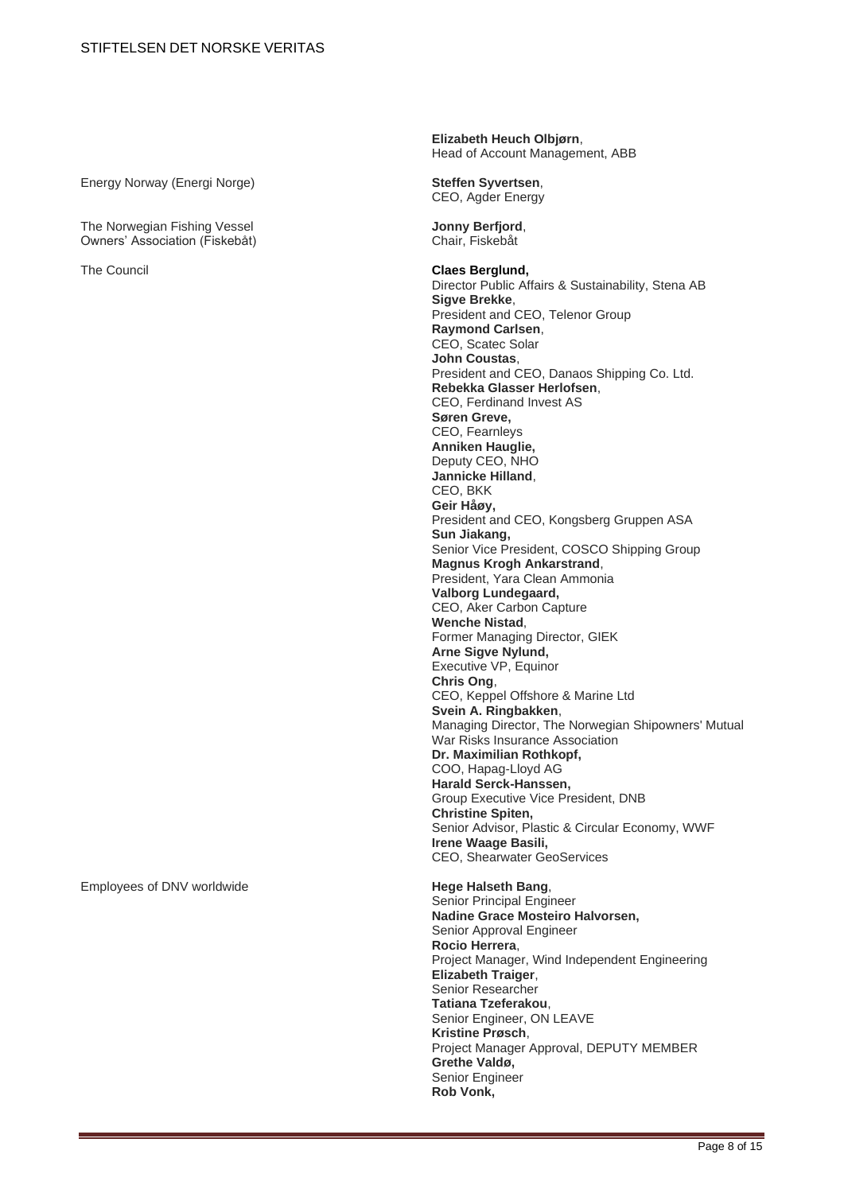| | |
|---|---|
| | **Elizabeth Heuch Olbjørn**, Head of Account Management, ABB |
| Energy Norway (Energi Norge) | **Steffen Syvertsen**, CEO, Agder Energy |
| The Norwegian Fishing Vessel Owners' Association (Fiskebåt) | **Jonny Berfjord**, Chair, Fiskebåt |
| The Council | **Claes Berglund,** Director Public Affairs & Sustainability, Stena AB<br>**Sigve Brekke**, President and CEO, Telenor Group<br>**Raymond Carlsen**, CEO, Scatec Solar<br>**John Coustas**, President and CEO, Danaos Shipping Co. Ltd.<br>**Rebekka Glasser Herlofsen**, CEO, Ferdinand Invest AS<br>**Søren Greve,** CEO, Fearnleys<br>**Anniken Hauglie,** Deputy CEO, NHO<br>**Jannicke Hilland**, CEO, BKK<br>**Geir Håøy,** President and CEO, Kongsberg Gruppen ASA<br>**Sun Jiakang,** Senior Vice President, COSCO Shipping Group<br>**Magnus Krogh Ankarstrand**, President, Yara Clean Ammonia<br>**Valborg Lundegaard,** CEO, Aker Carbon Capture<br>**Wenche Nistad**, Former Managing Director, GIEK<br>**Arne Sigve Nylund,** Executive VP, Equinor<br>**Chris Ong**, CEO, Keppel Offshore & Marine Ltd<br>**Svein A. Ringbakken**, Managing Director, The Norwegian Shipowners' Mutual War Risks Insurance Association<br>**Dr. Maximilian Rothkopf,** COO, Hapag-Lloyd AG<br>**Harald Serck-Hanssen,** Group Executive Vice President, DNB<br>**Christine Spiten,** Senior Advisor, Plastic & Circular Economy, WWF<br>**Irene Waage Basili,** CEO, Shearwater GeoServices |
| Employees of DNV worldwide | **Hege Halseth Bang**, Senior Principal Engineer<br>**Nadine Grace Mosteiro Halvorsen,** Senior Approval Engineer<br>**Rocio Herrera**, Project Manager, Wind Independent Engineering<br>**Elizabeth Traiger**, Senior Researcher<br>**Tatiana Tzeferakou**, Senior Engineer, ON LEAVE<br>**Kristine Prøsch**, Project Manager Approval, DEPUTY MEMBER<br>**Grethe Valdø,** Senior Engineer<br>**Rob Vonk,** |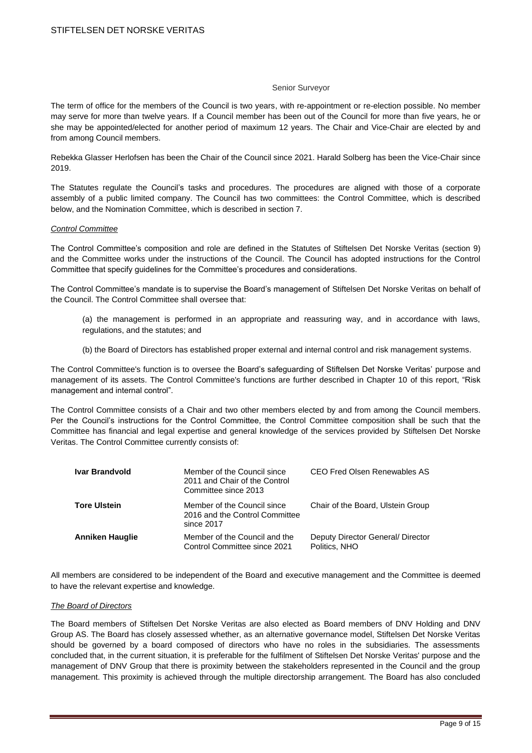Senior Surveyor

The term of office for the members of the Council is two years, with re-appointment or re-election possible. No member may serve for more than twelve years. If a Council member has been out of the Council for more than five years, he or she may be appointed/elected for another period of maximum 12 years. The Chair and Vice-Chair are elected by and from among Council members.

Rebekka Glasser Herlofsen has been the Chair of the Council since 2021. Harald Solberg has been the Vice-Chair since 2019.

The Statutes regulate the Council's tasks and procedures. The procedures are aligned with those of a corporate assembly of a public limited company. The Council has two committees: the Control Committee, which is described below, and the Nomination Committee, which is described in section 7.

*Control Committee*

The Control Committee's composition and role are defined in the Statutes of Stiftelsen Det Norske Veritas (section 9) and the Committee works under the instructions of the Council. The Council has adopted instructions for the Control Committee that specify guidelines for the Committee's procedures and considerations.

The Control Committee's mandate is to supervise the Board's management of Stiftelsen Det Norske Veritas on behalf of the Council. The Control Committee shall oversee that:

(a) the management is performed in an appropriate and reassuring way, and in accordance with laws, regulations, and the statutes; and

(b) the Board of Directors has established proper external and internal control and risk management systems.

The Control Committee's function is to oversee the Board's safeguarding of Stiftelsen Det Norske Veritas' purpose and management of its assets. The Control Committee's functions are further described in Chapter 10 of this report, "Risk management and internal control".

The Control Committee consists of a Chair and two other members elected by and from among the Council members. Per the Council's instructions for the Control Committee, the Control Committee composition shall be such that the Committee has financial and legal expertise and general knowledge of the services provided by Stiftelsen Det Norske Veritas. The Control Committee currently consists of:

| | | |
|---|---|---|
| **Ivar Brandvold** | Member of the Council since 2011 and Chair of the Control Committee since 2013 | CEO Fred Olsen Renewables AS |
| **Tore Ulstein** | Member of the Council since 2016 and the Control Committee since 2017 | Chair of the Board, Ulstein Group |
| **Anniken Hauglie** | Member of the Council and the Control Committee since 2021 | Deputy Director General/ Director Politics, NHO |

All members are considered to be independent of the Board and executive management and the Committee is deemed to have the relevant expertise and knowledge.

*The Board of Directors*

The Board members of Stiftelsen Det Norske Veritas are also elected as Board members of DNV Holding and DNV Group AS. The Board has closely assessed whether, as an alternative governance model, Stiftelsen Det Norske Veritas should be governed by a board composed of directors who have no roles in the subsidiaries. The assessments concluded that, in the current situation, it is preferable for the fulfilment of Stiftelsen Det Norske Veritas' purpose and the management of DNV Group that there is proximity between the stakeholders represented in the Council and the group management. This proximity is achieved through the multiple directorship arrangement. The Board has also concluded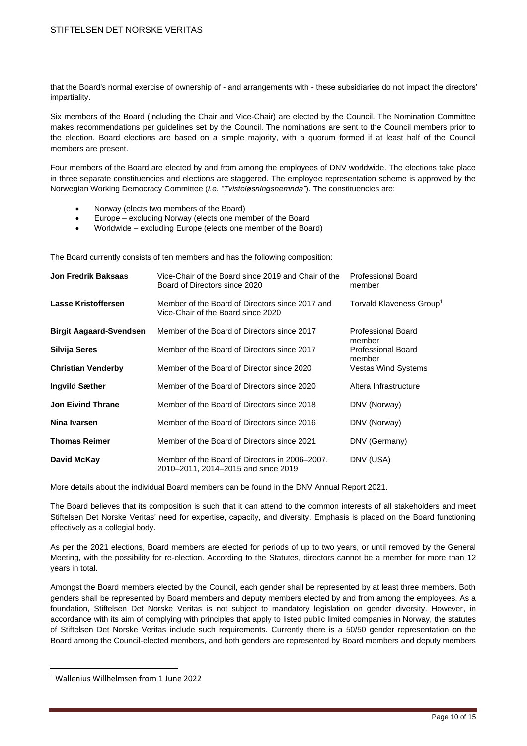that the Board's normal exercise of ownership of - and arrangements with - these subsidiaries do not impact the directors' impartiality.

Six members of the Board (including the Chair and Vice-Chair) are elected by the Council. The Nomination Committee makes recommendations per guidelines set by the Council. The nominations are sent to the Council members prior to the election. Board elections are based on a simple majority, with a quorum formed if at least half of the Council members are present.

Four members of the Board are elected by and from among the employees of DNV worldwide. The elections take place in three separate constituencies and elections are staggered. The employee representation scheme is approved by the Norwegian Working Democracy Committee (*i.e. "Tvisteløsningsnemnda"*). The constituencies are:

- Norway (elects two members of the Board)
- Europe – excluding Norway (elects one member of the Board
- Worldwide – excluding Europe (elects one member of the Board)

The Board currently consists of ten members and has the following composition:

| | | |
|---|---|---|
| **Jon Fredrik Baksaas** | Vice-Chair of the Board since 2019 and Chair of the Board of Directors since 2020 | Professional Board member |
| **Lasse Kristoffersen** | Member of the Board of Directors since 2017 and Vice-Chair of the Board since 2020 | Torvald Klaveness Group[1] |
| **Birgit Aagaard-Svendsen** | Member of the Board of Directors since 2017 | Professional Board member |
| **Silvija Seres** | Member of the Board of Directors since 2017 | Professional Board member |
| **Christian Venderby** | Member of the Board of Director since 2020 | Vestas Wind Systems |
| **Ingvild Sæther** | Member of the Board of Directors since 2020 | Altera Infrastructure |
| **Jon Eivind Thrane** | Member of the Board of Directors since 2018 | DNV (Norway) |
| **Nina Ivarsen** | Member of the Board of Directors since 2016 | DNV (Norway) |
| **Thomas Reimer** | Member of the Board of Directors since 2021 | DNV (Germany) |
| **David McKay** | Member of the Board of Directors in 2006–2007, 2010–2011, 2014–2015 and since 2019 | DNV (USA) |

More details about the individual Board members can be found in the DNV Annual Report 2021.

The Board believes that its composition is such that it can attend to the common interests of all stakeholders and meet Stiftelsen Det Norske Veritas' need for expertise, capacity, and diversity. Emphasis is placed on the Board functioning effectively as a collegial body.

As per the 2021 elections, Board members are elected for periods of up to two years, or until removed by the General Meeting, with the possibility for re-election. According to the Statutes, directors cannot be a member for more than 12 years in total.

Amongst the Board members elected by the Council, each gender shall be represented by at least three members. Both genders shall be represented by Board members and deputy members elected by and from among the employees. As a foundation, Stiftelsen Det Norske Veritas is not subject to mandatory legislation on gender diversity. However, in accordance with its aim of complying with principles that apply to listed public limited companies in Norway, the statutes of Stiftelsen Det Norske Veritas include such requirements. Currently there is a 50/50 gender representation on the Board among the Council-elected members, and both genders are represented by Board members and deputy members

[1] Wallenius Wilhelmsen from 1 June 2022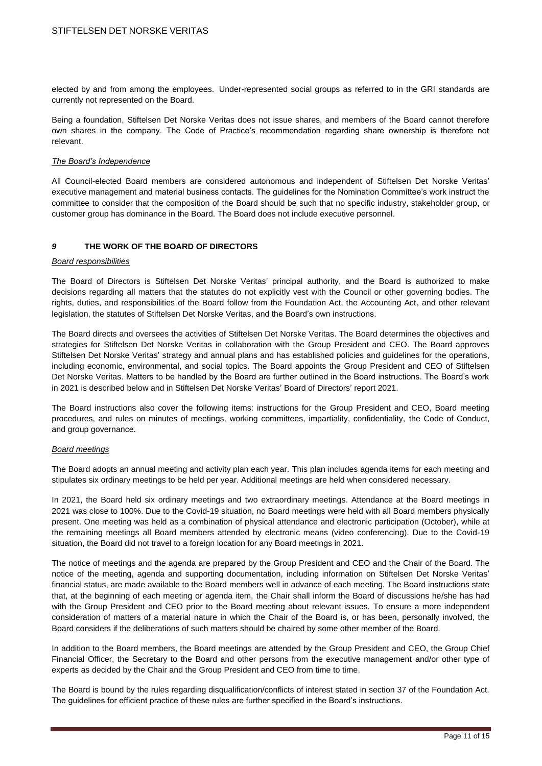elected by and from among the employees. Under-represented social groups as referred to in the GRI standards are currently not represented on the Board.

Being a foundation, Stiftelsen Det Norske Veritas does not issue shares, and members of the Board cannot therefore own shares in the company. The Code of Practice's recommendation regarding share ownership is therefore not relevant.

*The Board's Independence*

All Council-elected Board members are considered autonomous and independent of Stiftelsen Det Norske Veritas' executive management and material business contacts. The guidelines for the Nomination Committee's work instruct the committee to consider that the composition of the Board should be such that no specific industry, stakeholder group, or customer group has dominance in the Board. The Board does not include executive personnel.

## *9* THE WORK OF THE BOARD OF DIRECTORS

*Board responsibilities*

The Board of Directors is Stiftelsen Det Norske Veritas' principal authority, and the Board is authorized to make decisions regarding all matters that the statutes do not explicitly vest with the Council or other governing bodies. The rights, duties, and responsibilities of the Board follow from the Foundation Act, the Accounting Act, and other relevant legislation, the statutes of Stiftelsen Det Norske Veritas, and the Board's own instructions.

The Board directs and oversees the activities of Stiftelsen Det Norske Veritas. The Board determines the objectives and strategies for Stiftelsen Det Norske Veritas in collaboration with the Group President and CEO. The Board approves Stiftelsen Det Norske Veritas' strategy and annual plans and has established policies and guidelines for the operations, including economic, environmental, and social topics. The Board appoints the Group President and CEO of Stiftelsen Det Norske Veritas. Matters to be handled by the Board are further outlined in the Board instructions. The Board's work in 2021 is described below and in Stiftelsen Det Norske Veritas' Board of Directors' report 2021.

The Board instructions also cover the following items: instructions for the Group President and CEO, Board meeting procedures, and rules on minutes of meetings, working committees, impartiality, confidentiality, the Code of Conduct, and group governance.

*Board meetings*

The Board adopts an annual meeting and activity plan each year. This plan includes agenda items for each meeting and stipulates six ordinary meetings to be held per year. Additional meetings are held when considered necessary.

In 2021, the Board held six ordinary meetings and two extraordinary meetings. Attendance at the Board meetings in 2021 was close to 100%. Due to the Covid-19 situation, no Board meetings were held with all Board members physically present. One meeting was held as a combination of physical attendance and electronic participation (October), while at the remaining meetings all Board members attended by electronic means (video conferencing). Due to the Covid-19 situation, the Board did not travel to a foreign location for any Board meetings in 2021.

The notice of meetings and the agenda are prepared by the Group President and CEO and the Chair of the Board. The notice of the meeting, agenda and supporting documentation, including information on Stiftelsen Det Norske Veritas' financial status, are made available to the Board members well in advance of each meeting. The Board instructions state that, at the beginning of each meeting or agenda item, the Chair shall inform the Board of discussions he/she has had with the Group President and CEO prior to the Board meeting about relevant issues. To ensure a more independent consideration of matters of a material nature in which the Chair of the Board is, or has been, personally involved, the Board considers if the deliberations of such matters should be chaired by some other member of the Board.

In addition to the Board members, the Board meetings are attended by the Group President and CEO, the Group Chief Financial Officer, the Secretary to the Board and other persons from the executive management and/or other type of experts as decided by the Chair and the Group President and CEO from time to time.

The Board is bound by the rules regarding disqualification/conflicts of interest stated in section 37 of the Foundation Act. The guidelines for efficient practice of these rules are further specified in the Board's instructions.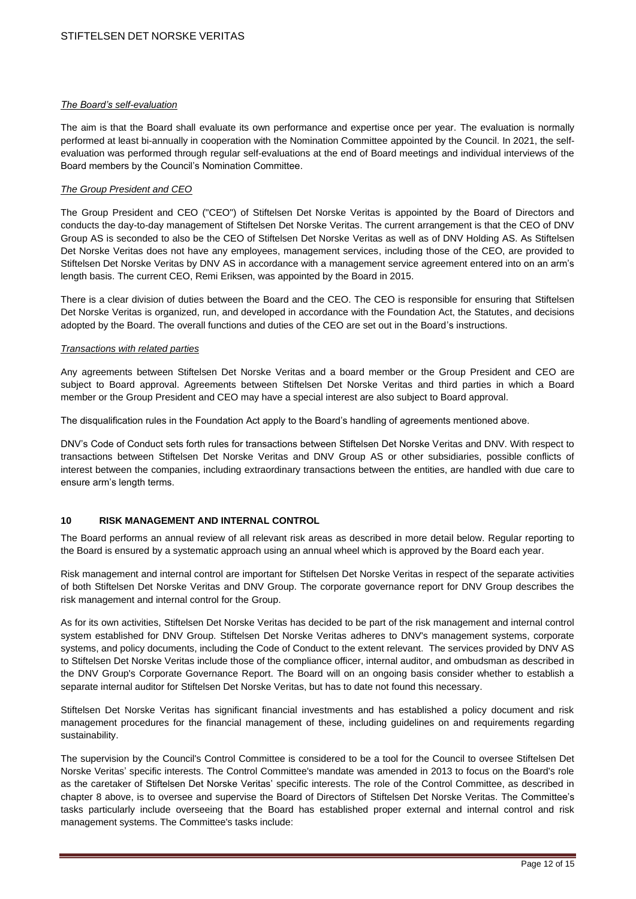*The Board's self-evaluation*

The aim is that the Board shall evaluate its own performance and expertise once per year. The evaluation is normally performed at least bi-annually in cooperation with the Nomination Committee appointed by the Council. In 2021, the self-evaluation was performed through regular self-evaluations at the end of Board meetings and individual interviews of the Board members by the Council's Nomination Committee.

*The Group President and CEO*

The Group President and CEO ("CEO") of Stiftelsen Det Norske Veritas is appointed by the Board of Directors and conducts the day-to-day management of Stiftelsen Det Norske Veritas. The current arrangement is that the CEO of DNV Group AS is seconded to also be the CEO of Stiftelsen Det Norske Veritas as well as of DNV Holding AS. As Stiftelsen Det Norske Veritas does not have any employees, management services, including those of the CEO, are provided to Stiftelsen Det Norske Veritas by DNV AS in accordance with a management service agreement entered into on an arm's length basis. The current CEO, Remi Eriksen, was appointed by the Board in 2015.

There is a clear division of duties between the Board and the CEO. The CEO is responsible for ensuring that Stiftelsen Det Norske Veritas is organized, run, and developed in accordance with the Foundation Act, the Statutes, and decisions adopted by the Board. The overall functions and duties of the CEO are set out in the Board's instructions.

*Transactions with related parties*

Any agreements between Stiftelsen Det Norske Veritas and a board member or the Group President and CEO are subject to Board approval. Agreements between Stiftelsen Det Norske Veritas and third parties in which a Board member or the Group President and CEO may have a special interest are also subject to Board approval.

The disqualification rules in the Foundation Act apply to the Board's handling of agreements mentioned above.

DNV's Code of Conduct sets forth rules for transactions between Stiftelsen Det Norske Veritas and DNV. With respect to transactions between Stiftelsen Det Norske Veritas and DNV Group AS or other subsidiaries, possible conflicts of interest between the companies, including extraordinary transactions between the entities, are handled with due care to ensure arm's length terms.

## 10 RISK MANAGEMENT AND INTERNAL CONTROL

The Board performs an annual review of all relevant risk areas as described in more detail below. Regular reporting to the Board is ensured by a systematic approach using an annual wheel which is approved by the Board each year.

Risk management and internal control are important for Stiftelsen Det Norske Veritas in respect of the separate activities of both Stiftelsen Det Norske Veritas and DNV Group. The corporate governance report for DNV Group describes the risk management and internal control for the Group.

As for its own activities, Stiftelsen Det Norske Veritas has decided to be part of the risk management and internal control system established for DNV Group. Stiftelsen Det Norske Veritas adheres to DNV's management systems, corporate systems, and policy documents, including the Code of Conduct to the extent relevant. The services provided by DNV AS to Stiftelsen Det Norske Veritas include those of the compliance officer, internal auditor, and ombudsman as described in the DNV Group's Corporate Governance Report. The Board will on an ongoing basis consider whether to establish a separate internal auditor for Stiftelsen Det Norske Veritas, but has to date not found this necessary.

Stiftelsen Det Norske Veritas has significant financial investments and has established a policy document and risk management procedures for the financial management of these, including guidelines on and requirements regarding sustainability.

The supervision by the Council's Control Committee is considered to be a tool for the Council to oversee Stiftelsen Det Norske Veritas' specific interests. The Control Committee's mandate was amended in 2013 to focus on the Board's role as the caretaker of Stiftelsen Det Norske Veritas' specific interests. The role of the Control Committee, as described in chapter 8 above, is to oversee and supervise the Board of Directors of Stiftelsen Det Norske Veritas. The Committee's tasks particularly include overseeing that the Board has established proper external and internal control and risk management systems. The Committee's tasks include: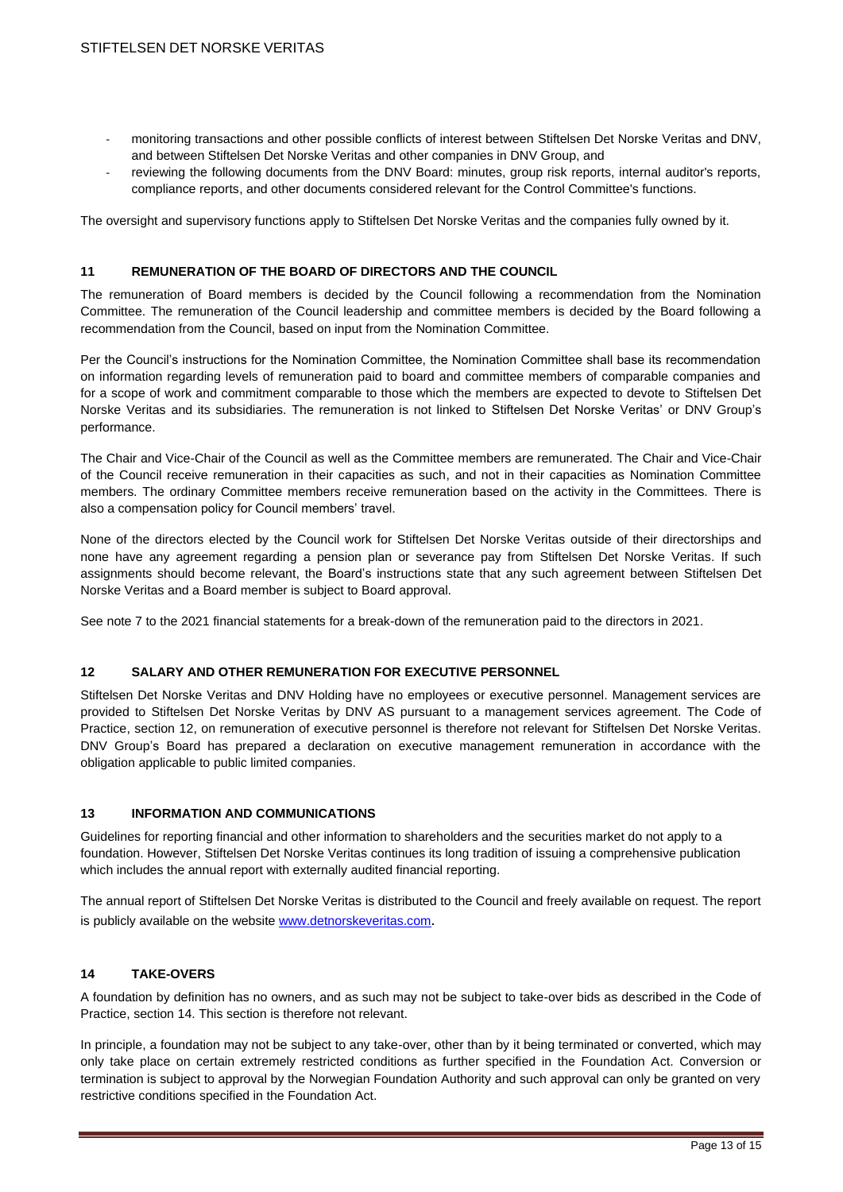- monitoring transactions and other possible conflicts of interest between Stiftelsen Det Norske Veritas and DNV, and between Stiftelsen Det Norske Veritas and other companies in DNV Group, and
- reviewing the following documents from the DNV Board: minutes, group risk reports, internal auditor's reports, compliance reports, and other documents considered relevant for the Control Committee's functions.

The oversight and supervisory functions apply to Stiftelsen Det Norske Veritas and the companies fully owned by it.

## 11 REMUNERATION OF THE BOARD OF DIRECTORS AND THE COUNCIL

The remuneration of Board members is decided by the Council following a recommendation from the Nomination Committee. The remuneration of the Council leadership and committee members is decided by the Board following a recommendation from the Council, based on input from the Nomination Committee.

Per the Council's instructions for the Nomination Committee, the Nomination Committee shall base its recommendation on information regarding levels of remuneration paid to board and committee members of comparable companies and for a scope of work and commitment comparable to those which the members are expected to devote to Stiftelsen Det Norske Veritas and its subsidiaries. The remuneration is not linked to Stiftelsen Det Norske Veritas' or DNV Group's performance.

The Chair and Vice-Chair of the Council as well as the Committee members are remunerated. The Chair and Vice-Chair of the Council receive remuneration in their capacities as such, and not in their capacities as Nomination Committee members. The ordinary Committee members receive remuneration based on the activity in the Committees. There is also a compensation policy for Council members' travel.

None of the directors elected by the Council work for Stiftelsen Det Norske Veritas outside of their directorships and none have any agreement regarding a pension plan or severance pay from Stiftelsen Det Norske Veritas. If such assignments should become relevant, the Board's instructions state that any such agreement between Stiftelsen Det Norske Veritas and a Board member is subject to Board approval.

See note 7 to the 2021 financial statements for a break-down of the remuneration paid to the directors in 2021.

## 12 SALARY AND OTHER REMUNERATION FOR EXECUTIVE PERSONNEL

Stiftelsen Det Norske Veritas and DNV Holding have no employees or executive personnel. Management services are provided to Stiftelsen Det Norske Veritas by DNV AS pursuant to a management services agreement. The Code of Practice, section 12, on remuneration of executive personnel is therefore not relevant for Stiftelsen Det Norske Veritas. DNV Group's Board has prepared a declaration on executive management remuneration in accordance with the obligation applicable to public limited companies.

## 13 INFORMATION AND COMMUNICATIONS

Guidelines for reporting financial and other information to shareholders and the securities market do not apply to a foundation. However, Stiftelsen Det Norske Veritas continues its long tradition of issuing a comprehensive publication which includes the annual report with externally audited financial reporting.

The annual report of Stiftelsen Det Norske Veritas is distributed to the Council and freely available on request. The report is publicly available on the website [www.detnorskeveritas.com](http://www.detnorskeveritas.com).

## 14 TAKE-OVERS

A foundation by definition has no owners, and as such may not be subject to take-over bids as described in the Code of Practice, section 14. This section is therefore not relevant.

In principle, a foundation may not be subject to any take-over, other than by it being terminated or converted, which may only take place on certain extremely restricted conditions as further specified in the Foundation Act. Conversion or termination is subject to approval by the Norwegian Foundation Authority and such approval can only be granted on very restrictive conditions specified in the Foundation Act.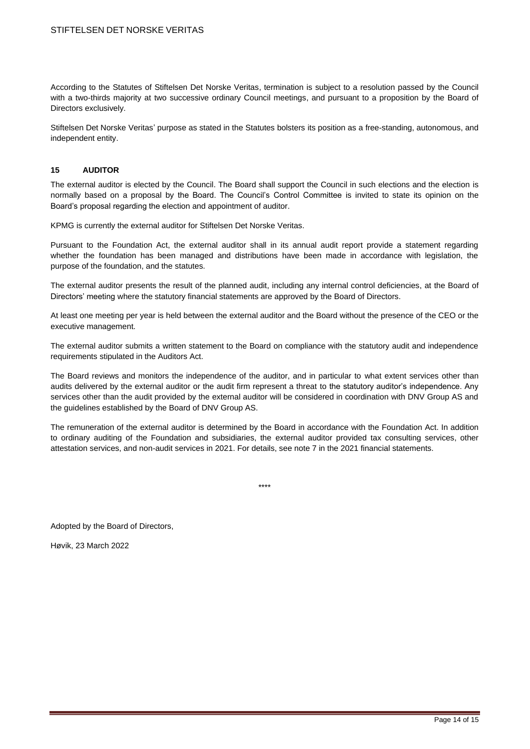According to the Statutes of Stiftelsen Det Norske Veritas, termination is subject to a resolution passed by the Council with a two-thirds majority at two successive ordinary Council meetings, and pursuant to a proposition by the Board of Directors exclusively.

Stiftelsen Det Norske Veritas' purpose as stated in the Statutes bolsters its position as a free-standing, autonomous, and independent entity.

## 15 AUDITOR

The external auditor is elected by the Council. The Board shall support the Council in such elections and the election is normally based on a proposal by the Board. The Council's Control Committee is invited to state its opinion on the Board's proposal regarding the election and appointment of auditor.

KPMG is currently the external auditor for Stiftelsen Det Norske Veritas.

Pursuant to the Foundation Act, the external auditor shall in its annual audit report provide a statement regarding whether the foundation has been managed and distributions have been made in accordance with legislation, the purpose of the foundation, and the statutes.

The external auditor presents the result of the planned audit, including any internal control deficiencies, at the Board of Directors' meeting where the statutory financial statements are approved by the Board of Directors.

At least one meeting per year is held between the external auditor and the Board without the presence of the CEO or the executive management.

The external auditor submits a written statement to the Board on compliance with the statutory audit and independence requirements stipulated in the Auditors Act.

The Board reviews and monitors the independence of the auditor, and in particular to what extent services other than audits delivered by the external auditor or the audit firm represent a threat to the statutory auditor's independence. Any services other than the audit provided by the external auditor will be considered in coordination with DNV Group AS and the guidelines established by the Board of DNV Group AS.

The remuneration of the external auditor is determined by the Board in accordance with the Foundation Act. In addition to ordinary auditing of the Foundation and subsidiaries, the external auditor provided tax consulting services, other attestation services, and non-audit services in 2021. For details, see note 7 in the 2021 financial statements.

****

Adopted by the Board of Directors,

Høvik, 23 March 2022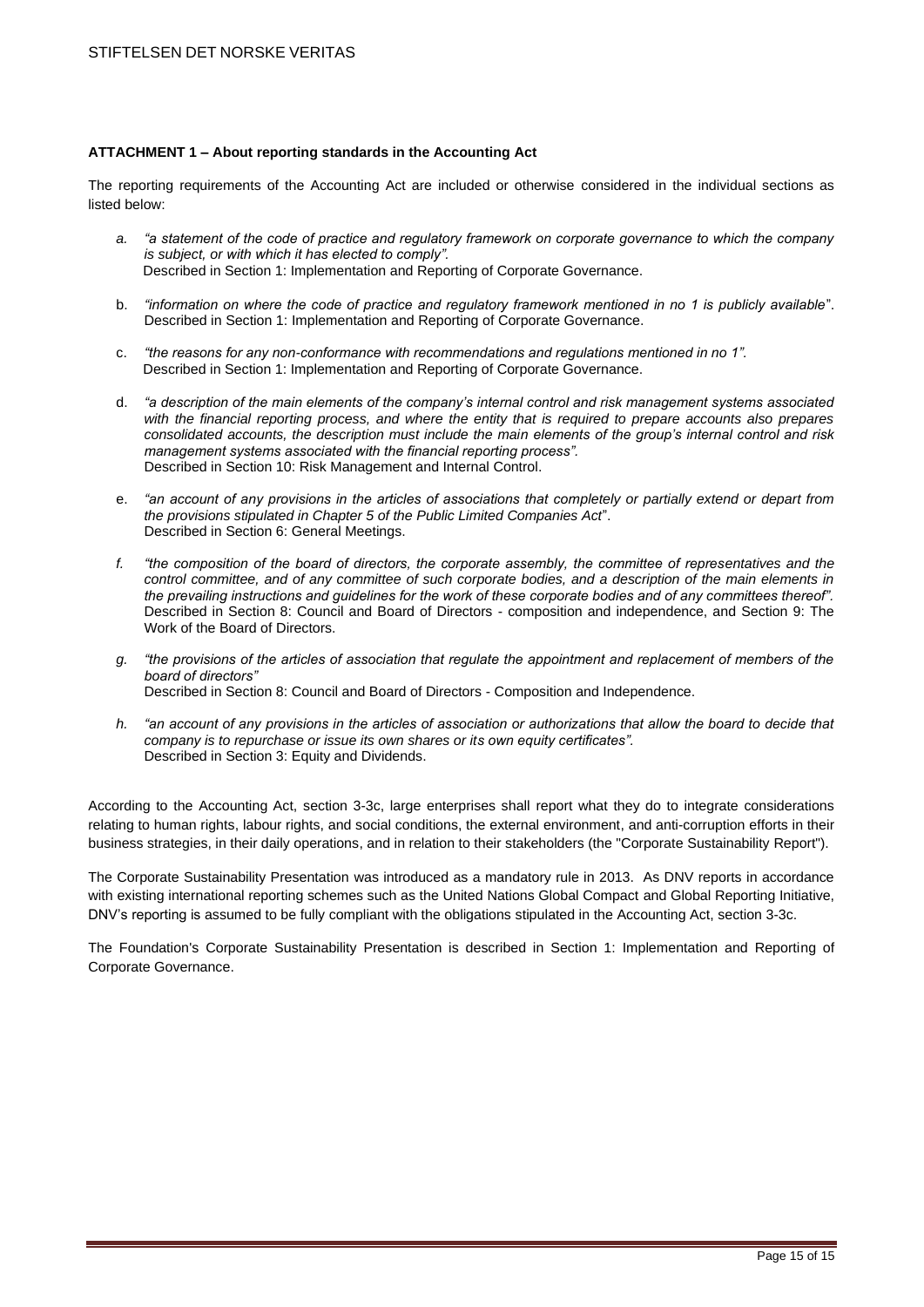**ATTACHMENT 1 – About reporting standards in the Accounting Act**

The reporting requirements of the Accounting Act are included or otherwise considered in the individual sections as listed below:

a. *"a statement of the code of practice and regulatory framework on corporate governance to which the company is subject, or with which it has elected to comply".*
   Described in Section 1: Implementation and Reporting of Corporate Governance.

b. *"information on where the code of practice and regulatory framework mentioned in no 1 is publicly available"*.
   Described in Section 1: Implementation and Reporting of Corporate Governance.

c. *"the reasons for any non-conformance with recommendations and regulations mentioned in no 1".*
   Described in Section 1: Implementation and Reporting of Corporate Governance.

d. *"a description of the main elements of the company's internal control and risk management systems associated with the financial reporting process, and where the entity that is required to prepare accounts also prepares consolidated accounts, the description must include the main elements of the group's internal control and risk management systems associated with the financial reporting process".*
   Described in Section 10: Risk Management and Internal Control.

e. *"an account of any provisions in the articles of associations that completely or partially extend or depart from the provisions stipulated in Chapter 5 of the Public Limited Companies Act*".
   Described in Section 6: General Meetings.

f. *"the composition of the board of directors, the corporate assembly, the committee of representatives and the control committee, and of any committee of such corporate bodies, and a description of the main elements in the prevailing instructions and guidelines for the work of these corporate bodies and of any committees thereof".*
   Described in Section 8: Council and Board of Directors - composition and independence, and Section 9: The Work of the Board of Directors.

g. *"the provisions of the articles of association that regulate the appointment and replacement of members of the board of directors"*
   Described in Section 8: Council and Board of Directors - Composition and Independence.

h. *"an account of any provisions in the articles of association or authorizations that allow the board to decide that company is to repurchase or issue its own shares or its own equity certificates".*
   Described in Section 3: Equity and Dividends.

According to the Accounting Act, section 3-3c, large enterprises shall report what they do to integrate considerations relating to human rights, labour rights, and social conditions, the external environment, and anti-corruption efforts in their business strategies, in their daily operations, and in relation to their stakeholders (the "Corporate Sustainability Report").

The Corporate Sustainability Presentation was introduced as a mandatory rule in 2013. As DNV reports in accordance with existing international reporting schemes such as the United Nations Global Compact and Global Reporting Initiative, DNV's reporting is assumed to be fully compliant with the obligations stipulated in the Accounting Act, section 3-3c.

The Foundation's Corporate Sustainability Presentation is described in Section 1: Implementation and Reporting of Corporate Governance.